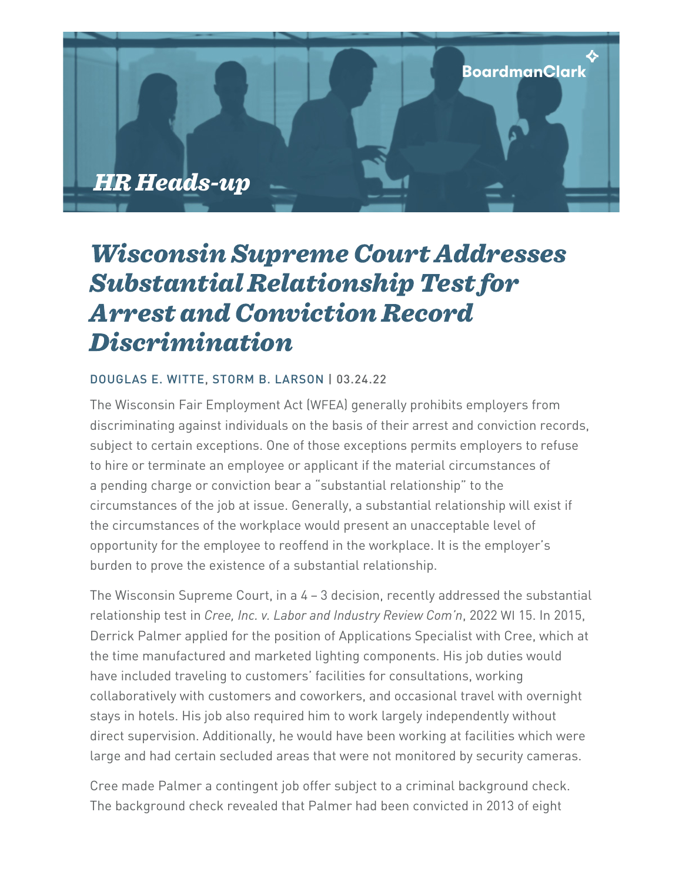BoardmanClark

*HR Heads-up*

# *Wisconsin Supreme Court Addresses Substantial Relationship Test for Arrest and Conviction Record Discrimination*

DOUGLAS E. WITTE, STORM B. LARSON | 03.24.22

The Wisconsin Fair Employment Act (WFEA) generally prohibits employers from discriminating against individuals on the basis of their arrest and conviction records, subject to certain exceptions. One of those exceptions permits employers to refuse to hire or terminate an employee or applicant if the material circumstances of a pending charge or conviction bear a "substantial relationship" to the circumstances of the job at issue. Generally, a substantial relationship will exist if the circumstances of the workplace would present an unacceptable level of opportunity for the employee to reoffend in the workplace. It is the employer's burden to prove the existence of a substantial relationship.

The Wisconsin Supreme Court, in a 4 – 3 decision, recently addressed the substantial relationship test in *Cree, Inc. v. Labor and Industry Review Com'n*, 2022 WI 15. In 2015, Derrick Palmer applied for the position of Applications Specialist with Cree, which at the time manufactured and marketed lighting components. His job duties would have included traveling to customers' facilities for consultations, working collaboratively with customers and coworkers, and occasional travel with overnight stays in hotels. His job also required him to work largely independently without direct supervision. Additionally, he would have been working at facilities which were large and had certain secluded areas that were not monitored by security cameras.

Cree made Palmer a contingent job offer subject to a criminal background check. The background check revealed that Palmer had been convicted in 2013 of eight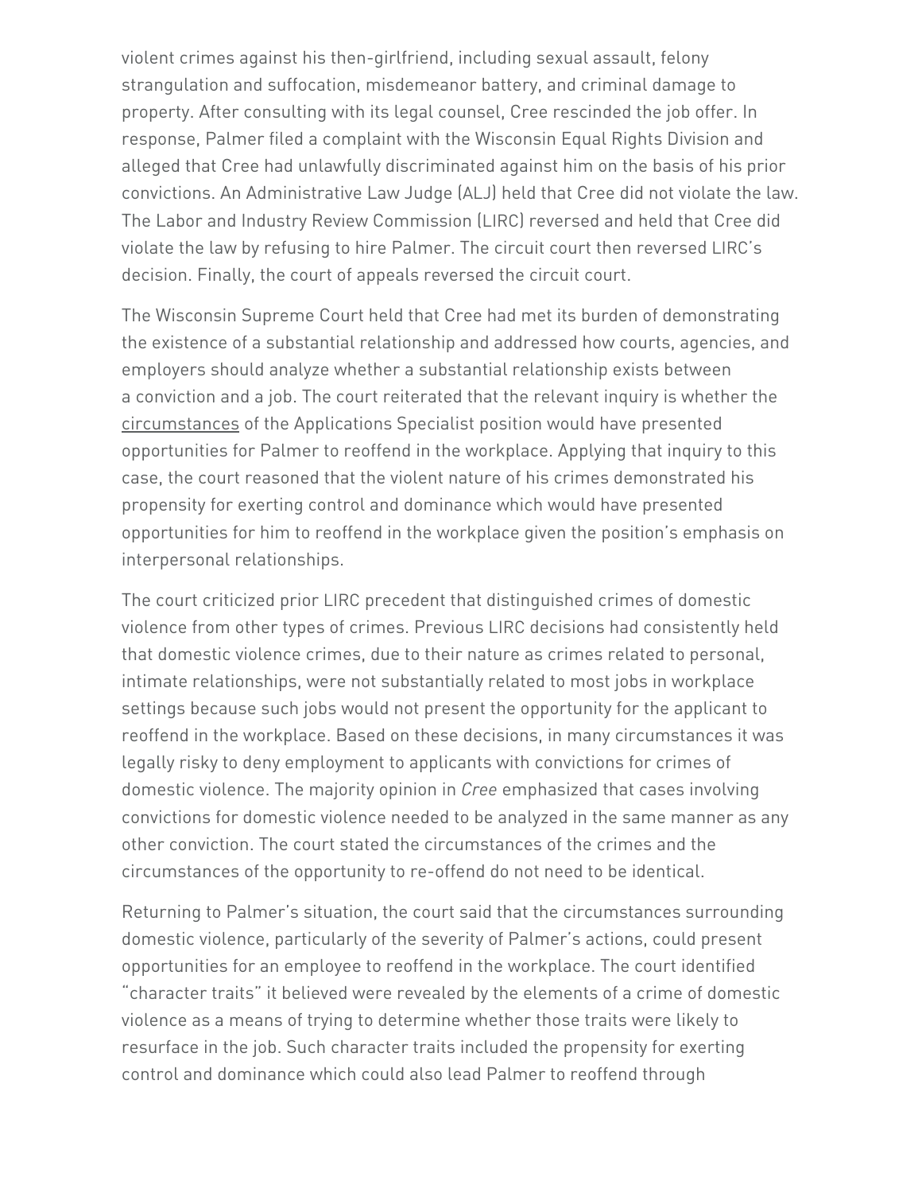violent crimes against his then-girlfriend, including sexual assault, felony strangulation and suffocation, misdemeanor battery, and criminal damage to property. After consulting with its legal counsel, Cree rescinded the job offer. In response, Palmer filed a complaint with the Wisconsin Equal Rights Division and alleged that Cree had unlawfully discriminated against him on the basis of his prior convictions. An Administrative Law Judge (ALJ) held that Cree did not violate the law. The Labor and Industry Review Commission (LIRC) reversed and held that Cree did violate the law by refusing to hire Palmer. The circuit court then reversed LIRC's decision. Finally, the court of appeals reversed the circuit court.

The Wisconsin Supreme Court held that Cree had met its burden of demonstrating the existence of a substantial relationship and addressed how courts, agencies, and employers should analyze whether a substantial relationship exists between a conviction and a job. The court reiterated that the relevant inquiry is whether the circumstances of the Applications Specialist position would have presented opportunities for Palmer to reoffend in the workplace. Applying that inquiry to this case, the court reasoned that the violent nature of his crimes demonstrated his propensity for exerting control and dominance which would have presented opportunities for him to reoffend in the workplace given the position's emphasis on interpersonal relationships.

The court criticized prior LIRC precedent that distinguished crimes of domestic violence from other types of crimes. Previous LIRC decisions had consistently held that domestic violence crimes, due to their nature as crimes related to personal, intimate relationships, were not substantially related to most jobs in workplace settings because such jobs would not present the opportunity for the applicant to reoffend in the workplace. Based on these decisions, in many circumstances it was legally risky to deny employment to applicants with convictions for crimes of domestic violence. The majority opinion in *Cree* emphasized that cases involving convictions for domestic violence needed to be analyzed in the same manner as any other conviction. The court stated the circumstances of the crimes and the circumstances of the opportunity to re-offend do not need to be identical.

Returning to Palmer's situation, the court said that the circumstances surrounding domestic violence, particularly of the severity of Palmer's actions, could present opportunities for an employee to reoffend in the workplace. The court identified "character traits" it believed were revealed by the elements of a crime of domestic violence as a means of trying to determine whether those traits were likely to resurface in the job. Such character traits included the propensity for exerting control and dominance which could also lead Palmer to reoffend through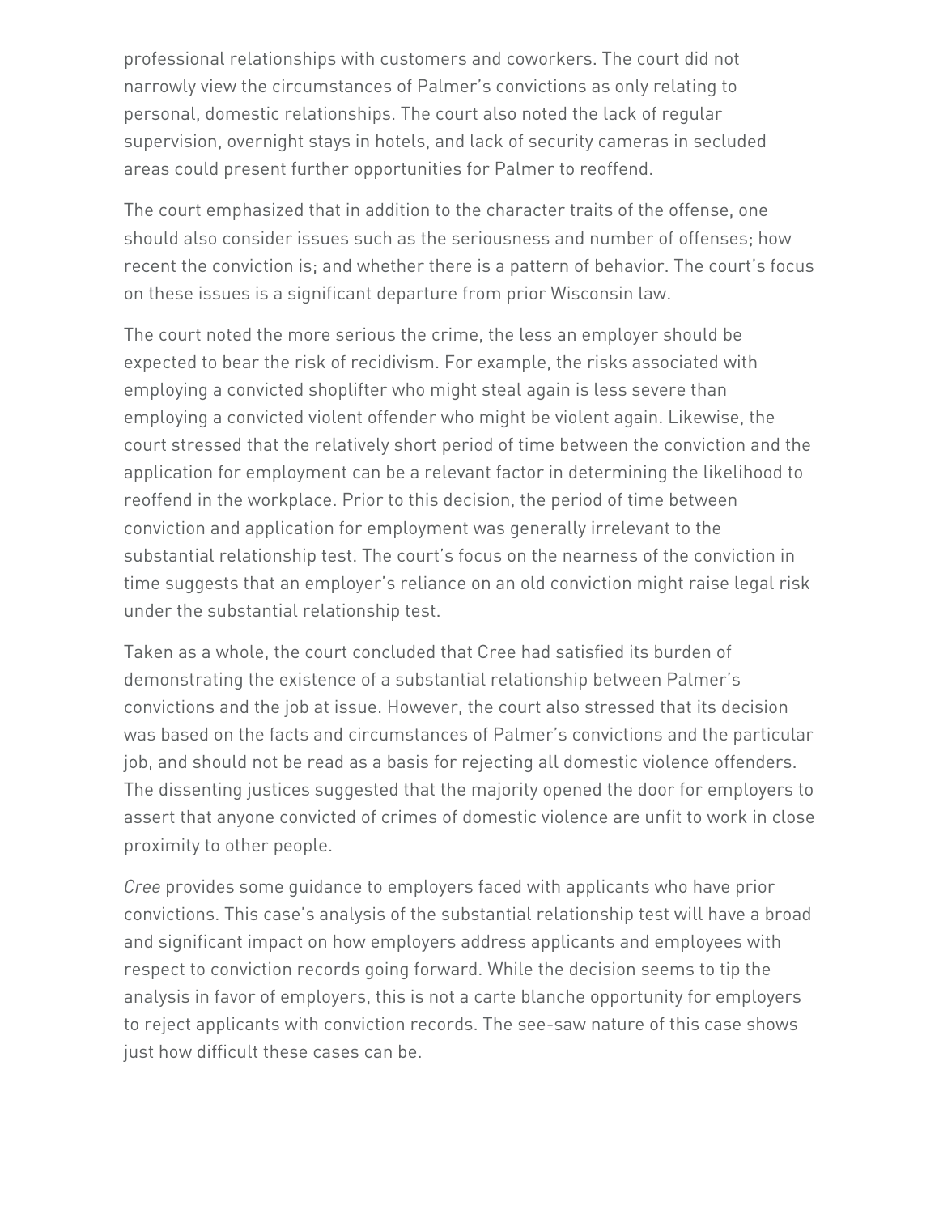professional relationships with customers and coworkers. The court did not narrowly view the circumstances of Palmer's convictions as only relating to personal, domestic relationships. The court also noted the lack of regular supervision, overnight stays in hotels, and lack of security cameras in secluded areas could present further opportunities for Palmer to reoffend.

The court emphasized that in addition to the character traits of the offense, one should also consider issues such as the seriousness and number of offenses; how recent the conviction is; and whether there is a pattern of behavior. The court's focus on these issues is a significant departure from prior Wisconsin law.

The court noted the more serious the crime, the less an employer should be expected to bear the risk of recidivism. For example, the risks associated with employing a convicted shoplifter who might steal again is less severe than employing a convicted violent offender who might be violent again. Likewise, the court stressed that the relatively short period of time between the conviction and the application for employment can be a relevant factor in determining the likelihood to reoffend in the workplace. Prior to this decision, the period of time between conviction and application for employment was generally irrelevant to the substantial relationship test. The court's focus on the nearness of the conviction in time suggests that an employer's reliance on an old conviction might raise legal risk under the substantial relationship test.

Taken as a whole, the court concluded that Cree had satisfied its burden of demonstrating the existence of a substantial relationship between Palmer's convictions and the job at issue. However, the court also stressed that its decision was based on the facts and circumstances of Palmer's convictions and the particular job, and should not be read as a basis for rejecting all domestic violence offenders. The dissenting justices suggested that the majority opened the door for employers to assert that anyone convicted of crimes of domestic violence are unfit to work in close proximity to other people.

*Cree* provides some guidance to employers faced with applicants who have prior convictions. This case's analysis of the substantial relationship test will have a broad and significant impact on how employers address applicants and employees with respect to conviction records going forward. While the decision seems to tip the analysis in favor of employers, this is not a carte blanche opportunity for employers to reject applicants with conviction records. The see-saw nature of this case shows just how difficult these cases can be.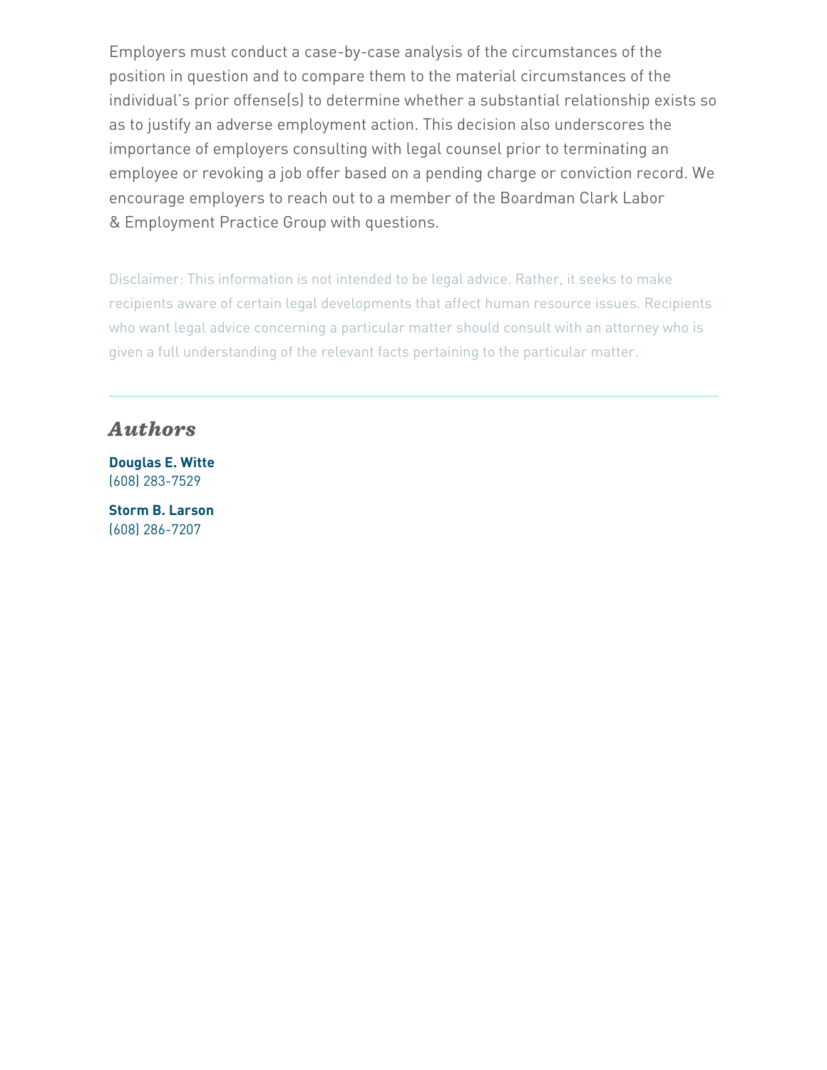Employers must conduct a case-by-case analysis of the circumstances of the position in question and to compare them to the material circumstances of the individual's prior offense(s) to determine whether a substantial relationship exists so as to justify an adverse employment action. This decision also underscores the importance of employers consulting with legal counsel prior to terminating an employee or revoking a job offer based on a pending charge or conviction record. We encourage employers to reach out to a member of the Boardman Clark Labor & Employment Practice Group with questions.

Disclaimer: This information is not intended to be legal advice. Rather, it seeks to make recipients aware of certain legal developments that affect human resource issues. Recipients who want legal advice concerning a particular matter should consult with an attorney who is given a full understanding of the relevant facts pertaining to the particular matter.

---

## *Authors*

**Douglas E. Witte**
(608) 283-7529

**Storm B. Larson**
(608) 286-7207